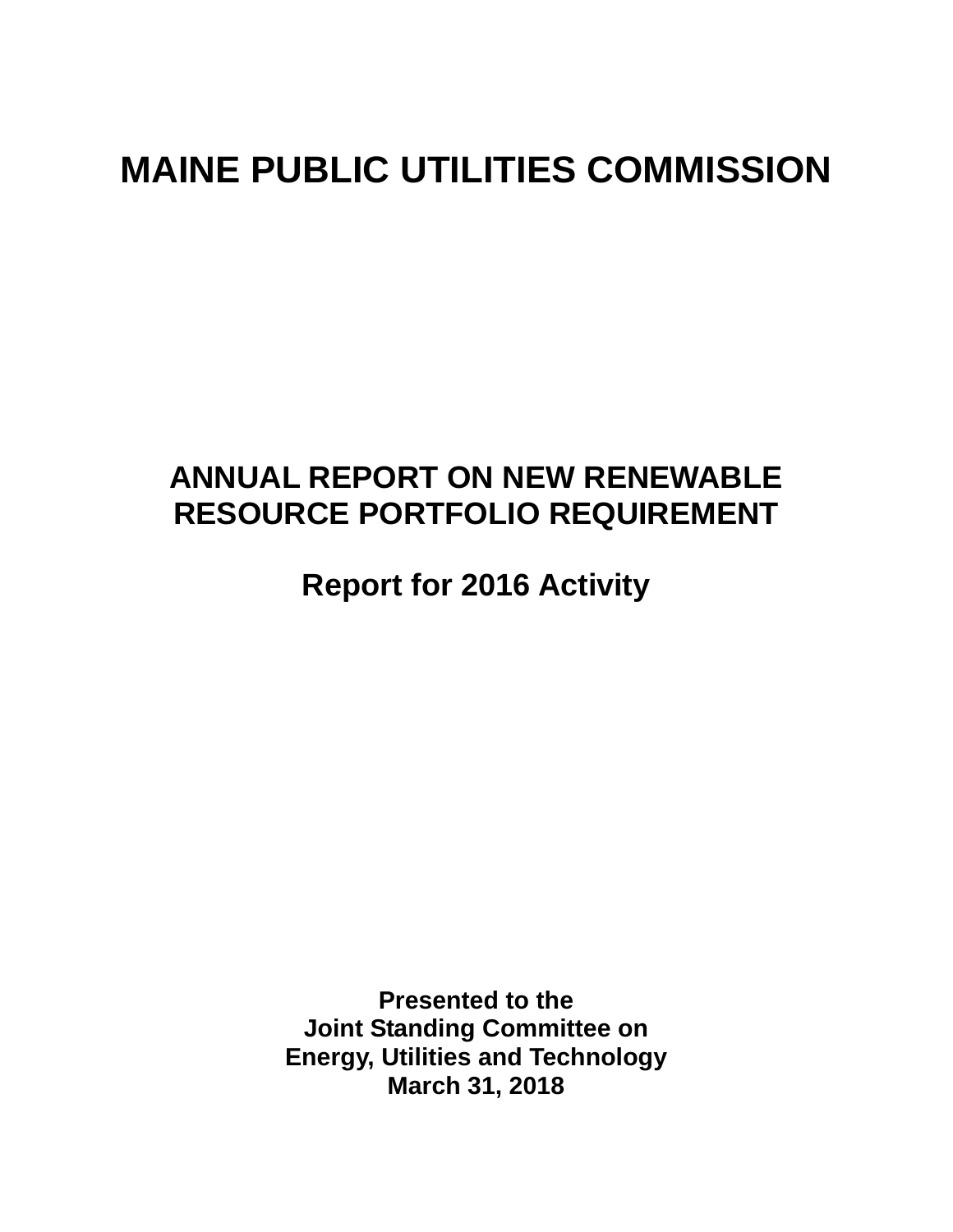# MAINE PUBLIC UTILITIES COMMISSION

## ANNUAL REPORT ON NEW RENEWABLE RESOURCE PORTFOLIO REQUIREMENT

## Report for 2016 Activity

**Presented to the**
**Joint Standing Committee on**
**Energy, Utilities and Technology**
**March 31, 2018**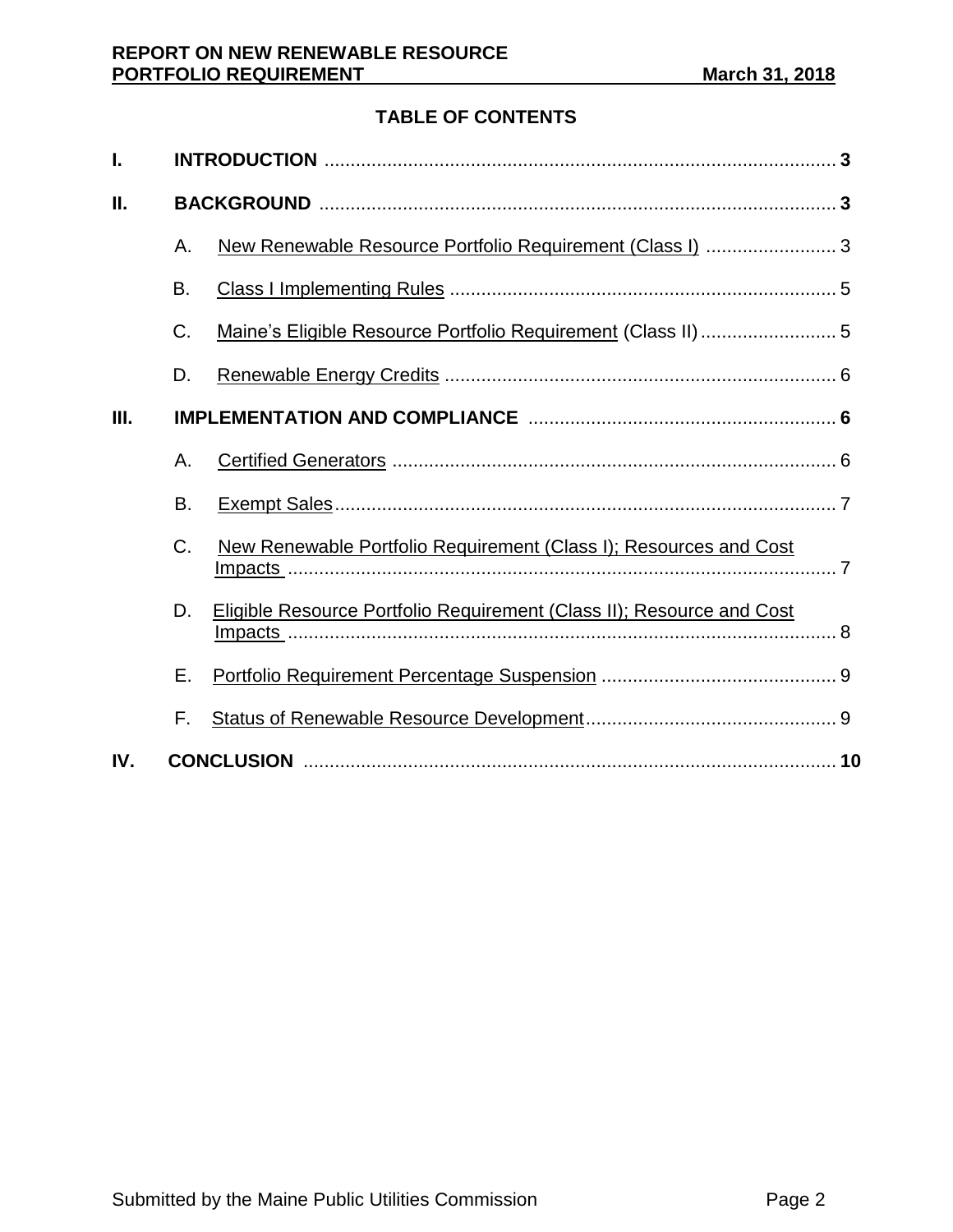## TABLE OF CONTENTS

**I. INTRODUCTION** .......... **3**

**II. BACKGROUND** .......... **3**

- A. New Renewable Resource Portfolio Requirement (Class I) .......... 3
- B. Class I Implementing Rules .......... 5
- C. Maine's Eligible Resource Portfolio Requirement (Class II) .......... 5
- D. Renewable Energy Credits .......... 6

**III. IMPLEMENTATION AND COMPLIANCE** .......... **6**

- A. Certified Generators .......... 6
- B. Exempt Sales .......... 7
- C. New Renewable Portfolio Requirement (Class I); Resources and Cost Impacts .......... 7
- D. Eligible Resource Portfolio Requirement (Class II); Resource and Cost Impacts .......... 8
- E. Portfolio Requirement Percentage Suspension .......... 9
- F. Status of Renewable Resource Development .......... 9

**IV. CONCLUSION** .......... **10**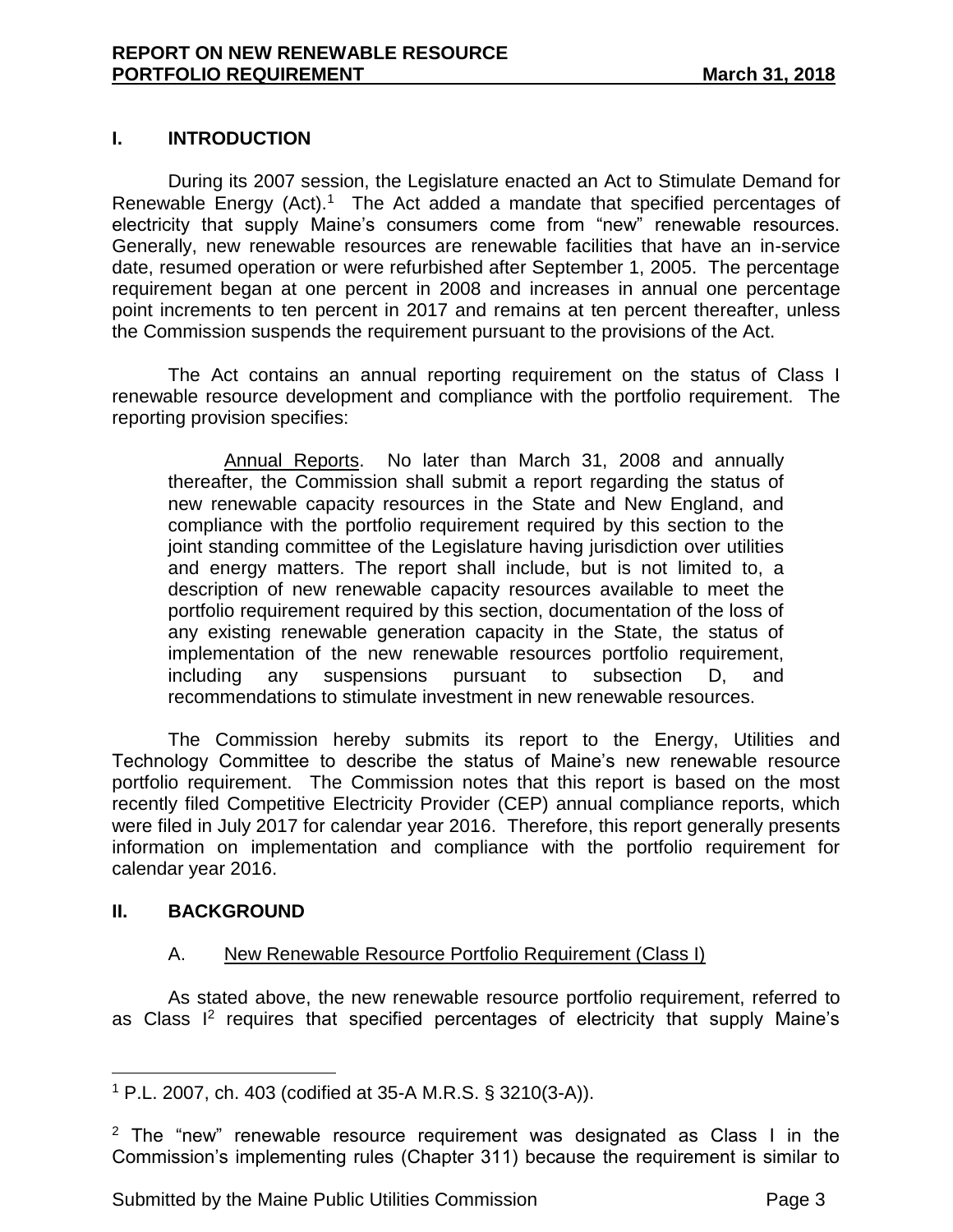## I. INTRODUCTION

During its 2007 session, the Legislature enacted an Act to Stimulate Demand for Renewable Energy (Act).[1] The Act added a mandate that specified percentages of electricity that supply Maine's consumers come from "new" renewable resources. Generally, new renewable resources are renewable facilities that have an in-service date, resumed operation or were refurbished after September 1, 2005. The percentage requirement began at one percent in 2008 and increases in annual one percentage point increments to ten percent in 2017 and remains at ten percent thereafter, unless the Commission suspends the requirement pursuant to the provisions of the Act.

The Act contains an annual reporting requirement on the status of Class I renewable resource development and compliance with the portfolio requirement. The reporting provision specifies:

> Annual Reports. No later than March 31, 2008 and annually thereafter, the Commission shall submit a report regarding the status of new renewable capacity resources in the State and New England, and compliance with the portfolio requirement required by this section to the joint standing committee of the Legislature having jurisdiction over utilities and energy matters. The report shall include, but is not limited to, a description of new renewable capacity resources available to meet the portfolio requirement required by this section, documentation of the loss of any existing renewable generation capacity in the State, the status of implementation of the new renewable resources portfolio requirement, including any suspensions pursuant to subsection D, and recommendations to stimulate investment in new renewable resources.

The Commission hereby submits its report to the Energy, Utilities and Technology Committee to describe the status of Maine's new renewable resource portfolio requirement. The Commission notes that this report is based on the most recently filed Competitive Electricity Provider (CEP) annual compliance reports, which were filed in July 2017 for calendar year 2016. Therefore, this report generally presents information on implementation and compliance with the portfolio requirement for calendar year 2016.

## II. BACKGROUND

### A. New Renewable Resource Portfolio Requirement (Class I)

As stated above, the new renewable resource portfolio requirement, referred to as Class I[2] requires that specified percentages of electricity that supply Maine's

---

[1] P.L. 2007, ch. 403 (codified at 35-A M.R.S. § 3210(3-A)).

[2] The "new" renewable resource requirement was designated as Class I in the Commission's implementing rules (Chapter 311) because the requirement is similar to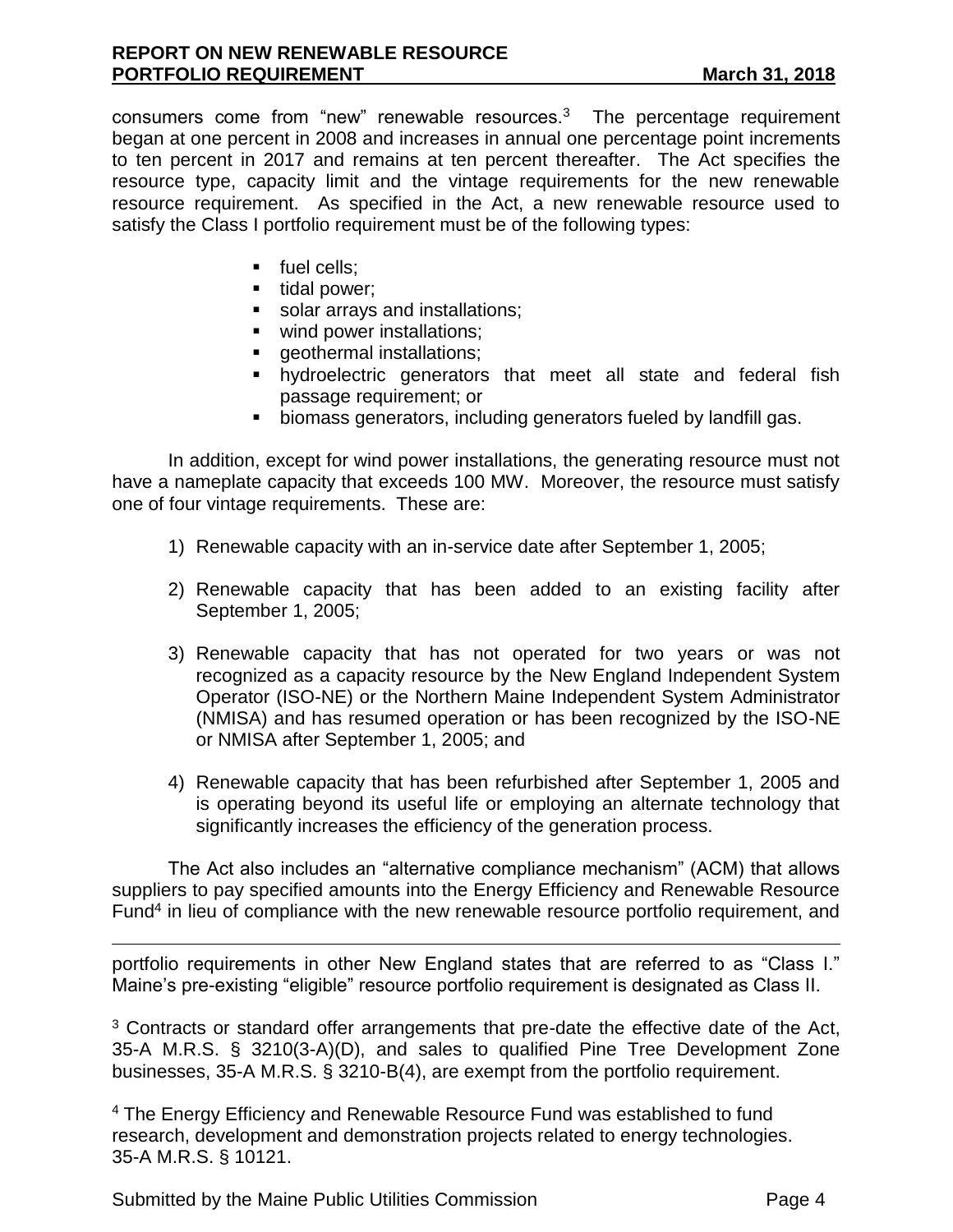consumers come from "new" renewable resources.[3] The percentage requirement began at one percent in 2008 and increases in annual one percentage point increments to ten percent in 2017 and remains at ten percent thereafter. The Act specifies the resource type, capacity limit and the vintage requirements for the new renewable resource requirement. As specified in the Act, a new renewable resource used to satisfy the Class I portfolio requirement must be of the following types:

- fuel cells;
- tidal power;
- solar arrays and installations;
- wind power installations;
- geothermal installations;
- hydroelectric generators that meet all state and federal fish passage requirement; or
- biomass generators, including generators fueled by landfill gas.

In addition, except for wind power installations, the generating resource must not have a nameplate capacity that exceeds 100 MW. Moreover, the resource must satisfy one of four vintage requirements. These are:

1) Renewable capacity with an in-service date after September 1, 2005;

2) Renewable capacity that has been added to an existing facility after September 1, 2005;

3) Renewable capacity that has not operated for two years or was not recognized as a capacity resource by the New England Independent System Operator (ISO-NE) or the Northern Maine Independent System Administrator (NMISA) and has resumed operation or has been recognized by the ISO-NE or NMISA after September 1, 2005; and

4) Renewable capacity that has been refurbished after September 1, 2005 and is operating beyond its useful life or employing an alternate technology that significantly increases the efficiency of the generation process.

The Act also includes an "alternative compliance mechanism" (ACM) that allows suppliers to pay specified amounts into the Energy Efficiency and Renewable Resource Fund[4] in lieu of compliance with the new renewable resource portfolio requirement, and

---

portfolio requirements in other New England states that are referred to as "Class I." Maine's pre-existing "eligible" resource portfolio requirement is designated as Class II.

[3] Contracts or standard offer arrangements that pre-date the effective date of the Act, 35-A M.R.S. § 3210(3-A)(D), and sales to qualified Pine Tree Development Zone businesses, 35-A M.R.S. § 3210-B(4), are exempt from the portfolio requirement.

[4] The Energy Efficiency and Renewable Resource Fund was established to fund research, development and demonstration projects related to energy technologies. 35-A M.R.S. § 10121.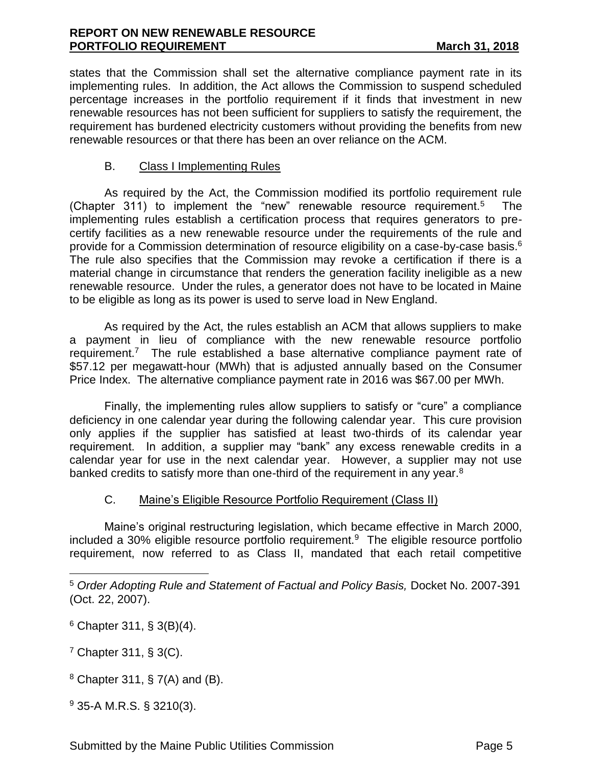states that the Commission shall set the alternative compliance payment rate in its implementing rules. In addition, the Act allows the Commission to suspend scheduled percentage increases in the portfolio requirement if it finds that investment in new renewable resources has not been sufficient for suppliers to satisfy the requirement, the requirement has burdened electricity customers without providing the benefits from new renewable resources or that there has been an over reliance on the ACM.

### B. Class I Implementing Rules

As required by the Act, the Commission modified its portfolio requirement rule (Chapter 311) to implement the "new" renewable resource requirement.[5] The implementing rules establish a certification process that requires generators to pre-certify facilities as a new renewable resource under the requirements of the rule and provide for a Commission determination of resource eligibility on a case-by-case basis.[6] The rule also specifies that the Commission may revoke a certification if there is a material change in circumstance that renders the generation facility ineligible as a new renewable resource. Under the rules, a generator does not have to be located in Maine to be eligible as long as its power is used to serve load in New England.

As required by the Act, the rules establish an ACM that allows suppliers to make a payment in lieu of compliance with the new renewable resource portfolio requirement.[7] The rule established a base alternative compliance payment rate of \$57.12 per megawatt-hour (MWh) that is adjusted annually based on the Consumer Price Index. The alternative compliance payment rate in 2016 was \$67.00 per MWh.

Finally, the implementing rules allow suppliers to satisfy or "cure" a compliance deficiency in one calendar year during the following calendar year. This cure provision only applies if the supplier has satisfied at least two-thirds of its calendar year requirement. In addition, a supplier may "bank" any excess renewable credits in a calendar year for use in the next calendar year. However, a supplier may not use banked credits to satisfy more than one-third of the requirement in any year.[8]

### C. Maine's Eligible Resource Portfolio Requirement (Class II)

Maine's original restructuring legislation, which became effective in March 2000, included a 30% eligible resource portfolio requirement.[9] The eligible resource portfolio requirement, now referred to as Class II, mandated that each retail competitive

---

[5] *Order Adopting Rule and Statement of Factual and Policy Basis,* Docket No. 2007-391 (Oct. 22, 2007).

[6] Chapter 311, § 3(B)(4).

[7] Chapter 311, § 3(C).

[8] Chapter 311, § 7(A) and (B).

[9] 35-A M.R.S. § 3210(3).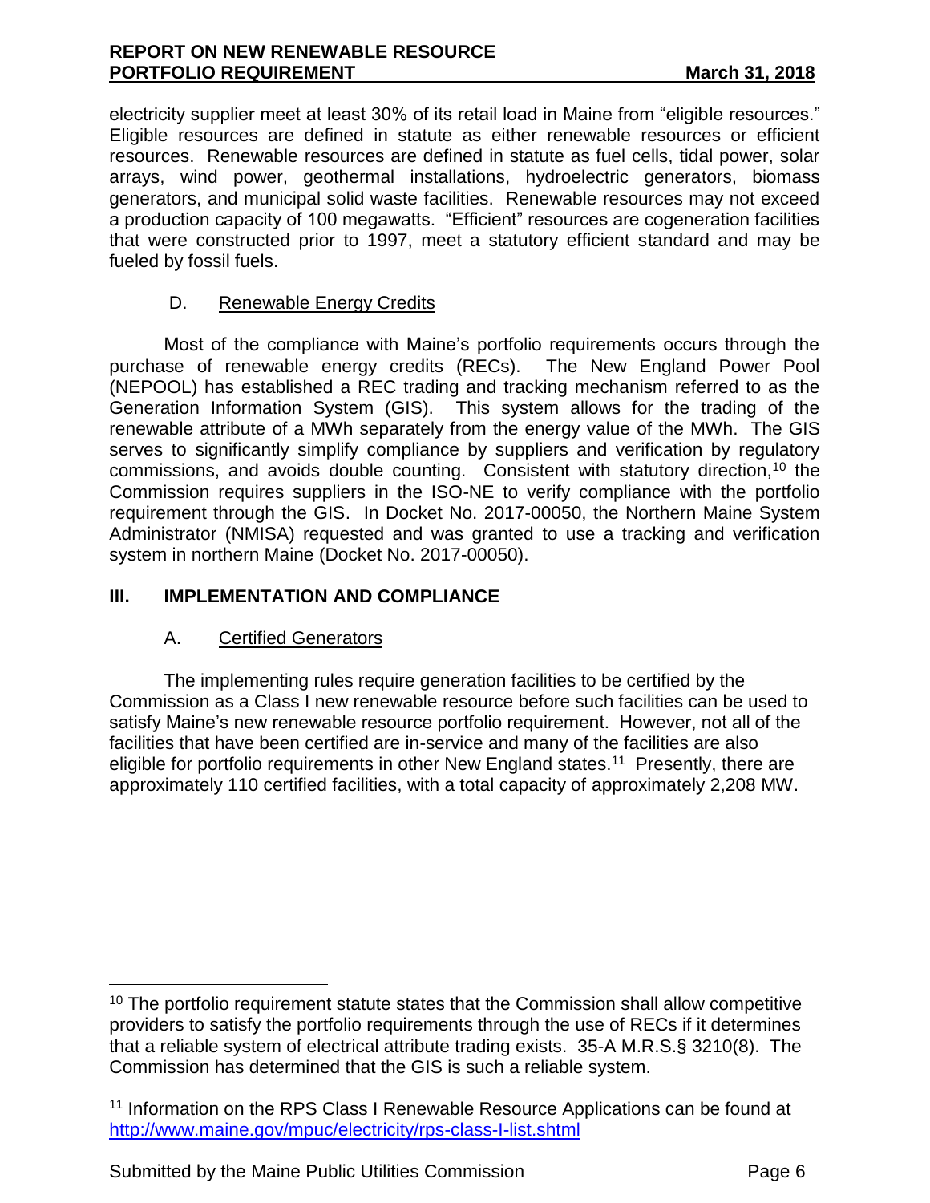electricity supplier meet at least 30% of its retail load in Maine from "eligible resources." Eligible resources are defined in statute as either renewable resources or efficient resources. Renewable resources are defined in statute as fuel cells, tidal power, solar arrays, wind power, geothermal installations, hydroelectric generators, biomass generators, and municipal solid waste facilities. Renewable resources may not exceed a production capacity of 100 megawatts. "Efficient" resources are cogeneration facilities that were constructed prior to 1997, meet a statutory efficient standard and may be fueled by fossil fuels.

### D. Renewable Energy Credits

Most of the compliance with Maine's portfolio requirements occurs through the purchase of renewable energy credits (RECs). The New England Power Pool (NEPOOL) has established a REC trading and tracking mechanism referred to as the Generation Information System (GIS). This system allows for the trading of the renewable attribute of a MWh separately from the energy value of the MWh. The GIS serves to significantly simplify compliance by suppliers and verification by regulatory commissions, and avoids double counting. Consistent with statutory direction,[10] the Commission requires suppliers in the ISO-NE to verify compliance with the portfolio requirement through the GIS. In Docket No. 2017-00050, the Northern Maine System Administrator (NMISA) requested and was granted to use a tracking and verification system in northern Maine (Docket No. 2017-00050).

## III. IMPLEMENTATION AND COMPLIANCE

### A. Certified Generators

The implementing rules require generation facilities to be certified by the Commission as a Class I new renewable resource before such facilities can be used to satisfy Maine's new renewable resource portfolio requirement. However, not all of the facilities that have been certified are in-service and many of the facilities are also eligible for portfolio requirements in other New England states.[11] Presently, there are approximately 110 certified facilities, with a total capacity of approximately 2,208 MW.

---

[10] The portfolio requirement statute states that the Commission shall allow competitive providers to satisfy the portfolio requirements through the use of RECs if it determines that a reliable system of electrical attribute trading exists. 35-A M.R.S.§ 3210(8). The Commission has determined that the GIS is such a reliable system.

[11] Information on the RPS Class I Renewable Resource Applications can be found at http://www.maine.gov/mpuc/electricity/rps-class-I-list.shtml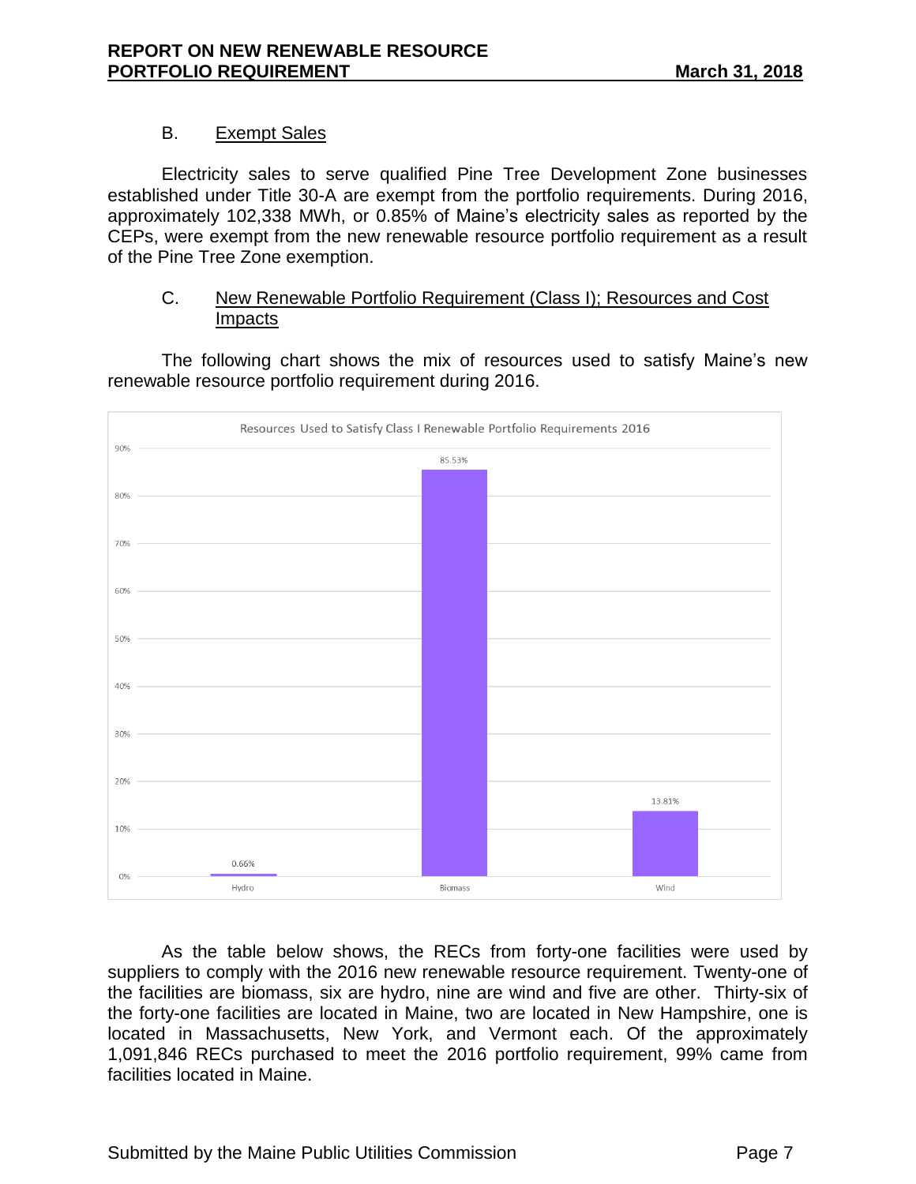### B. Exempt Sales

Electricity sales to serve qualified Pine Tree Development Zone businesses established under Title 30-A are exempt from the portfolio requirements. During 2016, approximately 102,338 MWh, or 0.85% of Maine's electricity sales as reported by the CEPs, were exempt from the new renewable resource portfolio requirement as a result of the Pine Tree Zone exemption.

### C. New Renewable Portfolio Requirement (Class I); Resources and Cost Impacts

The following chart shows the mix of resources used to satisfy Maine's new renewable resource portfolio requirement during 2016.

**Resources Used to Satisfy Class I Renewable Portfolio Requirements 2016**

| Resource | Percentage |
| --- | --- |
| Hydro | 0.66% |
| Biomass | 85.53% |
| Wind | 13.81% |

As the table below shows, the RECs from forty-one facilities were used by suppliers to comply with the 2016 new renewable resource requirement. Twenty-one of the facilities are biomass, six are hydro, nine are wind and five are other. Thirty-six of the forty-one facilities are located in Maine, two are located in New Hampshire, one is located in Massachusetts, New York, and Vermont each. Of the approximately 1,091,846 RECs purchased to meet the 2016 portfolio requirement, 99% came from facilities located in Maine.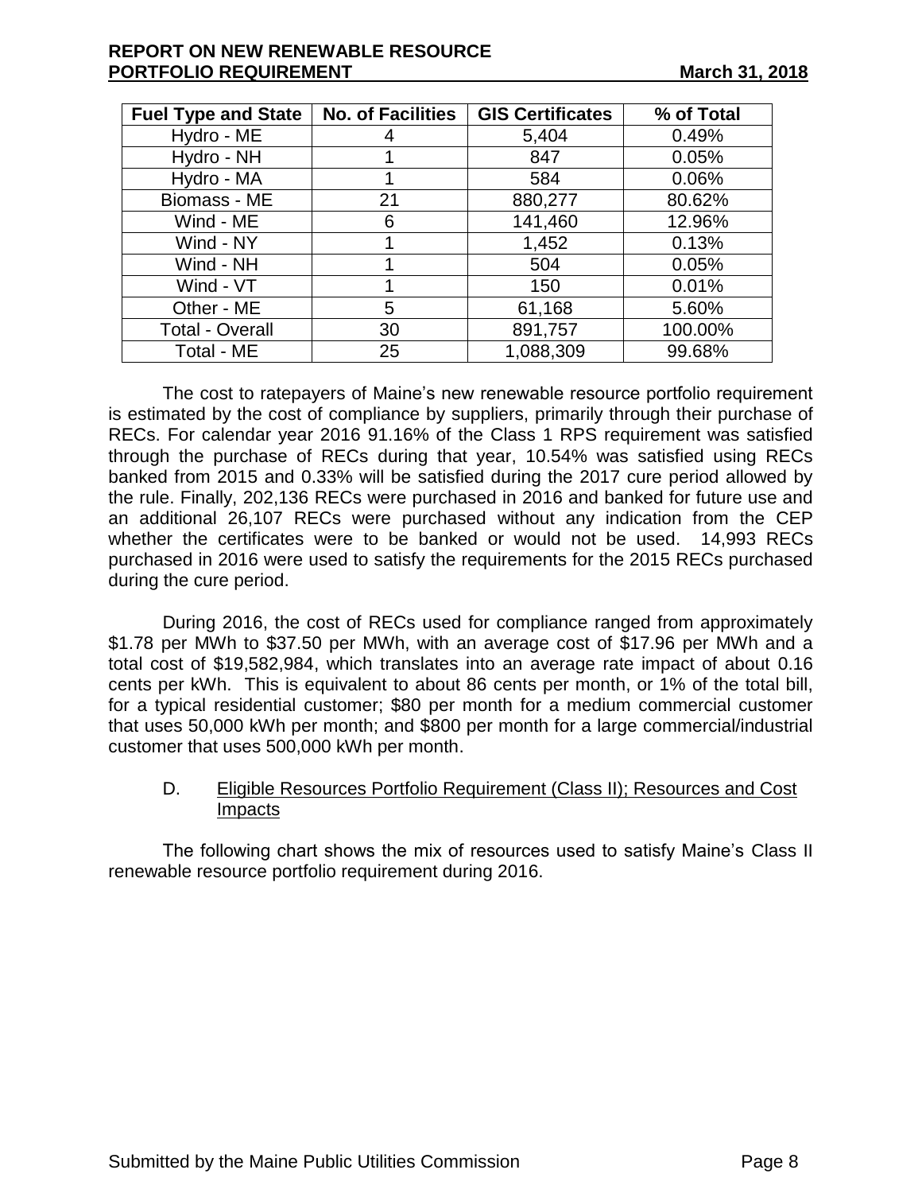| Fuel Type and State | No. of Facilities | GIS Certificates | % of Total |
|---|---|---|---|
| Hydro - ME | 4 | 5,404 | 0.49% |
| Hydro - NH | 1 | 847 | 0.05% |
| Hydro - MA | 1 | 584 | 0.06% |
| Biomass - ME | 21 | 880,277 | 80.62% |
| Wind - ME | 6 | 141,460 | 12.96% |
| Wind - NY | 1 | 1,452 | 0.13% |
| Wind - NH | 1 | 504 | 0.05% |
| Wind - VT | 1 | 150 | 0.01% |
| Other - ME | 5 | 61,168 | 5.60% |
| Total - Overall | 30 | 891,757 | 100.00% |
| Total - ME | 25 | 1,088,309 | 99.68% |

The cost to ratepayers of Maine's new renewable resource portfolio requirement is estimated by the cost of compliance by suppliers, primarily through their purchase of RECs. For calendar year 2016 91.16% of the Class 1 RPS requirement was satisfied through the purchase of RECs during that year, 10.54% was satisfied using RECs banked from 2015 and 0.33% will be satisfied during the 2017 cure period allowed by the rule. Finally, 202,136 RECs were purchased in 2016 and banked for future use and an additional 26,107 RECs were purchased without any indication from the CEP whether the certificates were to be banked or would not be used. 14,993 RECs purchased in 2016 were used to satisfy the requirements for the 2015 RECs purchased during the cure period.

During 2016, the cost of RECs used for compliance ranged from approximately $1.78 per MWh to $37.50 per MWh, with an average cost of $17.96 per MWh and a total cost of $19,582,984, which translates into an average rate impact of about 0.16 cents per kWh. This is equivalent to about 86 cents per month, or 1% of the total bill, for a typical residential customer; $80 per month for a medium commercial customer that uses 50,000 kWh per month; and $800 per month for a large commercial/industrial customer that uses 500,000 kWh per month.

D. Eligible Resources Portfolio Requirement (Class II); Resources and Cost Impacts

The following chart shows the mix of resources used to satisfy Maine's Class II renewable resource portfolio requirement during 2016.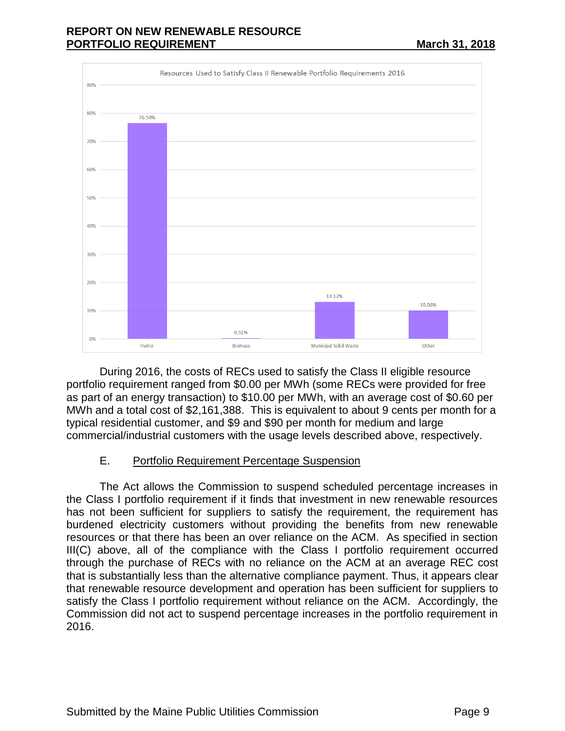Resources Used to Satisfy Class II Renewable Portfolio Requirements 2016

| Resource | Percentage |
|---|---|
| Hydro | 76.50% |
| Biomass | 0.32% |
| Municipal Solid Waste | 13.12% |
| Other | 10.06% |

During 2016, the costs of RECs used to satisfy the Class II eligible resource portfolio requirement ranged from $0.00 per MWh (some RECs were provided for free as part of an energy transaction) to $10.00 per MWh, with an average cost of $0.60 per MWh and a total cost of $2,161,388. This is equivalent to about 9 cents per month for a typical residential customer, and $9 and $90 per month for medium and large commercial/industrial customers with the usage levels described above, respectively.

## E. Portfolio Requirement Percentage Suspension

The Act allows the Commission to suspend scheduled percentage increases in the Class I portfolio requirement if it finds that investment in new renewable resources has not been sufficient for suppliers to satisfy the requirement, the requirement has burdened electricity customers without providing the benefits from new renewable resources or that there has been an over reliance on the ACM. As specified in section III(C) above, all of the compliance with the Class I portfolio requirement occurred through the purchase of RECs with no reliance on the ACM at an average REC cost that is substantially less than the alternative compliance payment. Thus, it appears clear that renewable resource development and operation has been sufficient for suppliers to satisfy the Class I portfolio requirement without reliance on the ACM. Accordingly, the Commission did not act to suspend percentage increases in the portfolio requirement in 2016.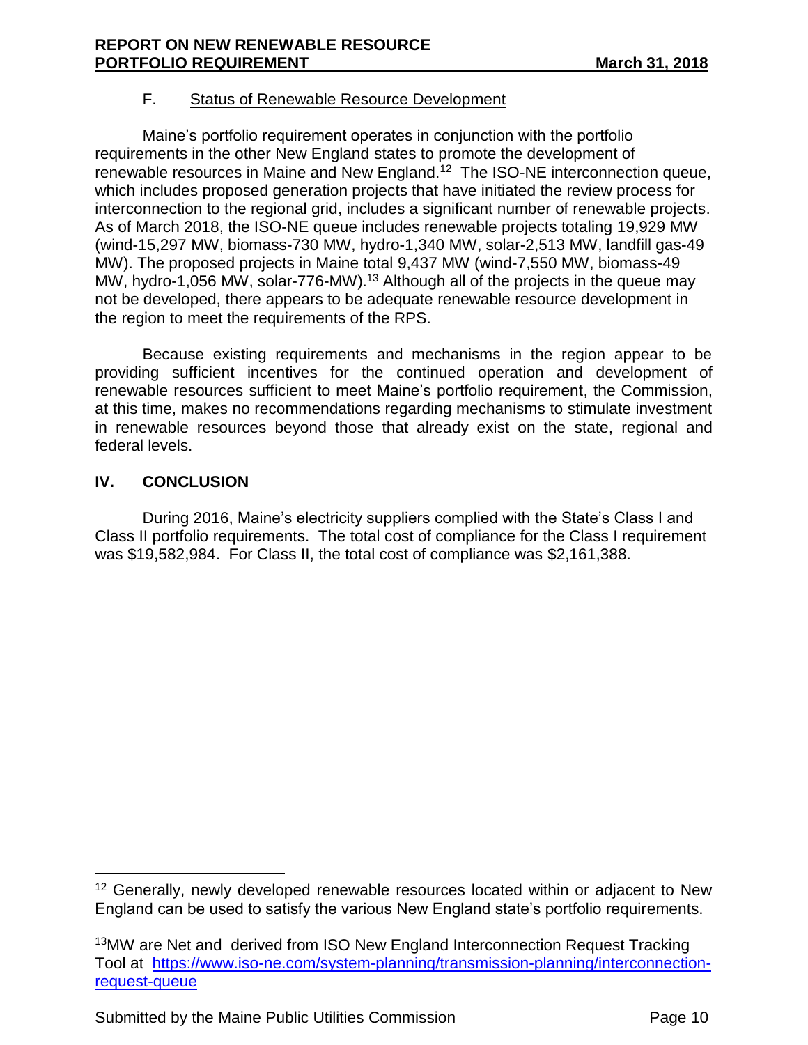### F. Status of Renewable Resource Development

Maine's portfolio requirement operates in conjunction with the portfolio requirements in the other New England states to promote the development of renewable resources in Maine and New England.[12] The ISO-NE interconnection queue, which includes proposed generation projects that have initiated the review process for interconnection to the regional grid, includes a significant number of renewable projects. As of March 2018, the ISO-NE queue includes renewable projects totaling 19,929 MW (wind-15,297 MW, biomass-730 MW, hydro-1,340 MW, solar-2,513 MW, landfill gas-49 MW). The proposed projects in Maine total 9,437 MW (wind-7,550 MW, biomass-49 MW, hydro-1,056 MW, solar-776-MW).[13] Although all of the projects in the queue may not be developed, there appears to be adequate renewable resource development in the region to meet the requirements of the RPS.

Because existing requirements and mechanisms in the region appear to be providing sufficient incentives for the continued operation and development of renewable resources sufficient to meet Maine's portfolio requirement, the Commission, at this time, makes no recommendations regarding mechanisms to stimulate investment in renewable resources beyond those that already exist on the state, regional and federal levels.

## IV. CONCLUSION

During 2016, Maine's electricity suppliers complied with the State's Class I and Class II portfolio requirements. The total cost of compliance for the Class I requirement was $19,582,984. For Class II, the total cost of compliance was $2,161,388.

---

[12] Generally, newly developed renewable resources located within or adjacent to New England can be used to satisfy the various New England state's portfolio requirements.

[13] MW are Net and derived from ISO New England Interconnection Request Tracking Tool at https://www.iso-ne.com/system-planning/transmission-planning/interconnection-request-queue